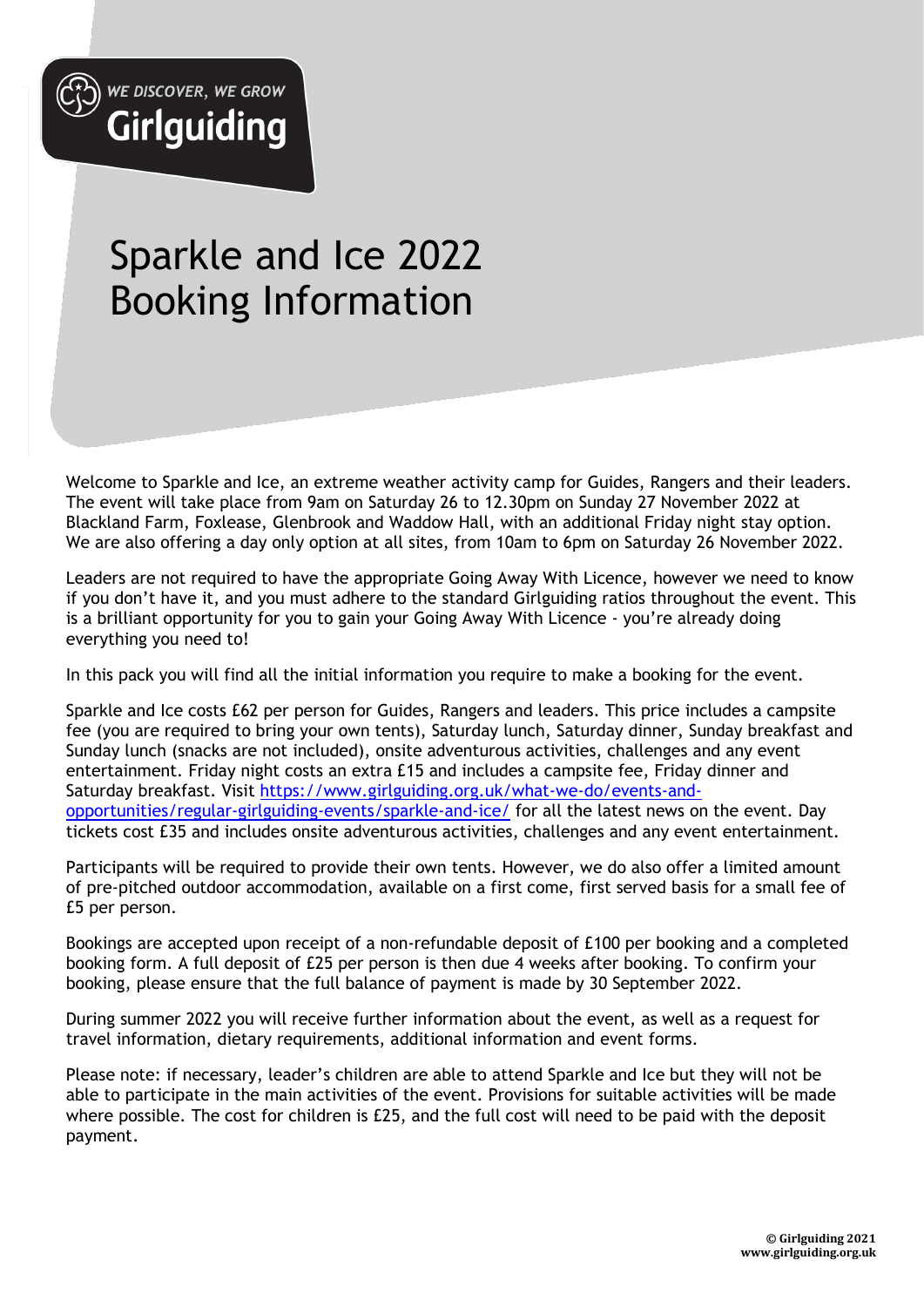WE DISCOVER, WE GROW
Girlguiding

# Sparkle and Ice 2022 Booking Information

Welcome to Sparkle and Ice, an extreme weather activity camp for Guides, Rangers and their leaders. The event will take place from 9am on Saturday 26 to 12.30pm on Sunday 27 November 2022 at Blackland Farm, Foxlease, Glenbrook and Waddow Hall, with an additional Friday night stay option. We are also offering a day only option at all sites, from 10am to 6pm on Saturday 26 November 2022.

Leaders are not required to have the appropriate Going Away With Licence, however we need to know if you don't have it, and you must adhere to the standard Girlguiding ratios throughout the event. This is a brilliant opportunity for you to gain your Going Away With Licence - you're already doing everything you need to!

In this pack you will find all the initial information you require to make a booking for the event.

Sparkle and Ice costs £62 per person for Guides, Rangers and leaders. This price includes a campsite fee (you are required to bring your own tents), Saturday lunch, Saturday dinner, Sunday breakfast and Sunday lunch (snacks are not included), onsite adventurous activities, challenges and any event entertainment. Friday night costs an extra £15 and includes a campsite fee, Friday dinner and Saturday breakfast. Visit [https://www.girlguiding.org.uk/what-we-do/events-and-opportunities/regular-girlguiding-events/sparkle-and-ice/](https://www.girlguiding.org.uk/what-we-do/events-and-opportunities/regular-girlguiding-events/sparkle-and-ice/) for all the latest news on the event. Day tickets cost £35 and includes onsite adventurous activities, challenges and any event entertainment.

Participants will be required to provide their own tents. However, we do also offer a limited amount of pre-pitched outdoor accommodation, available on a first come, first served basis for a small fee of £5 per person.

Bookings are accepted upon receipt of a non-refundable deposit of £100 per booking and a completed booking form. A full deposit of £25 per person is then due 4 weeks after booking. To confirm your booking, please ensure that the full balance of payment is made by 30 September 2022.

During summer 2022 you will receive further information about the event, as well as a request for travel information, dietary requirements, additional information and event forms.

Please note: if necessary, leader's children are able to attend Sparkle and Ice but they will not be able to participate in the main activities of the event. Provisions for suitable activities will be made where possible. The cost for children is £25, and the full cost will need to be paid with the deposit payment.

**© Girlguiding 2021**
**www.girlguiding.org.uk**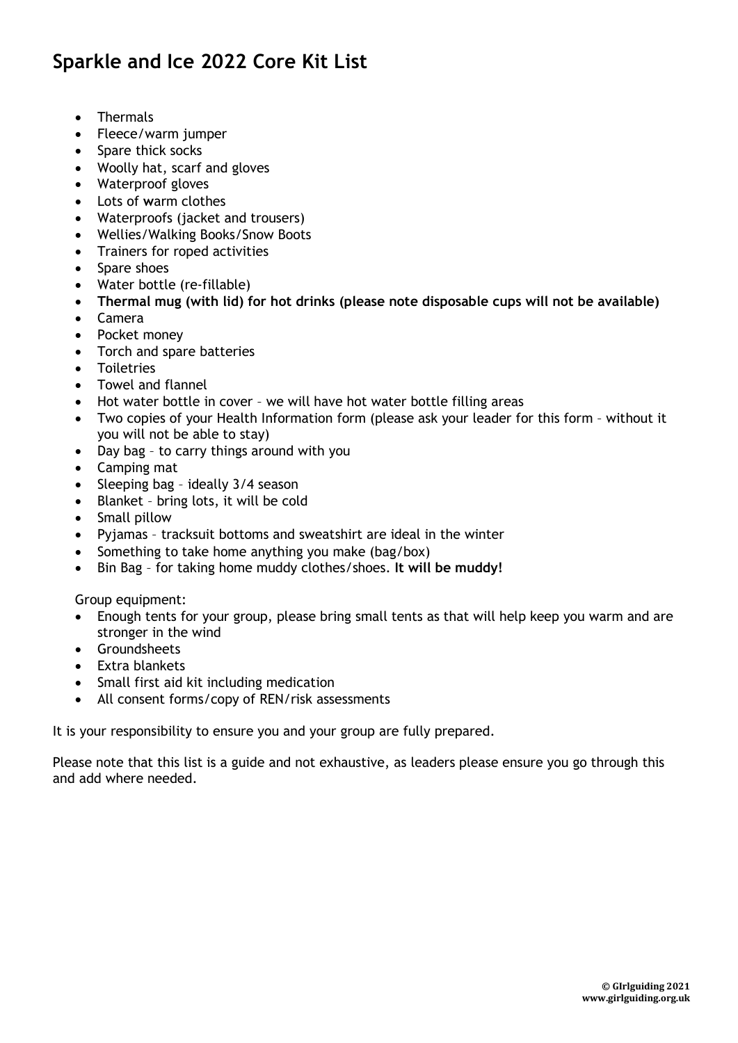# Sparkle and Ice 2022 Core Kit List

- Thermals
- Fleece/warm jumper
- Spare thick socks
- Woolly hat, scarf and gloves
- Waterproof gloves
- Lots of warm clothes
- Waterproofs (jacket and trousers)
- Wellies/Walking Books/Snow Boots
- Trainers for roped activities
- Spare shoes
- Water bottle (re-fillable)
- **Thermal mug (with lid) for hot drinks (please note disposable cups will not be available)**
- Camera
- Pocket money
- Torch and spare batteries
- Toiletries
- Towel and flannel
- Hot water bottle in cover – we will have hot water bottle filling areas
- Two copies of your Health Information form (please ask your leader for this form – without it you will not be able to stay)
- Day bag – to carry things around with you
- Camping mat
- Sleeping bag – ideally 3/4 season
- Blanket – bring lots, it will be cold
- Small pillow
- Pyjamas – tracksuit bottoms and sweatshirt are ideal in the winter
- Something to take home anything you make (bag/box)
- Bin Bag – for taking home muddy clothes/shoes. **It will be muddy!**

Group equipment:

- Enough tents for your group, please bring small tents as that will help keep you warm and are stronger in the wind
- Groundsheets
- Extra blankets
- Small first aid kit including medication
- All consent forms/copy of REN/risk assessments

It is your responsibility to ensure you and your group are fully prepared.

Please note that this list is a guide and not exhaustive, as leaders please ensure you go through this and add where needed.

**© GIrlguiding 2021**
**www.girlguiding.org.uk**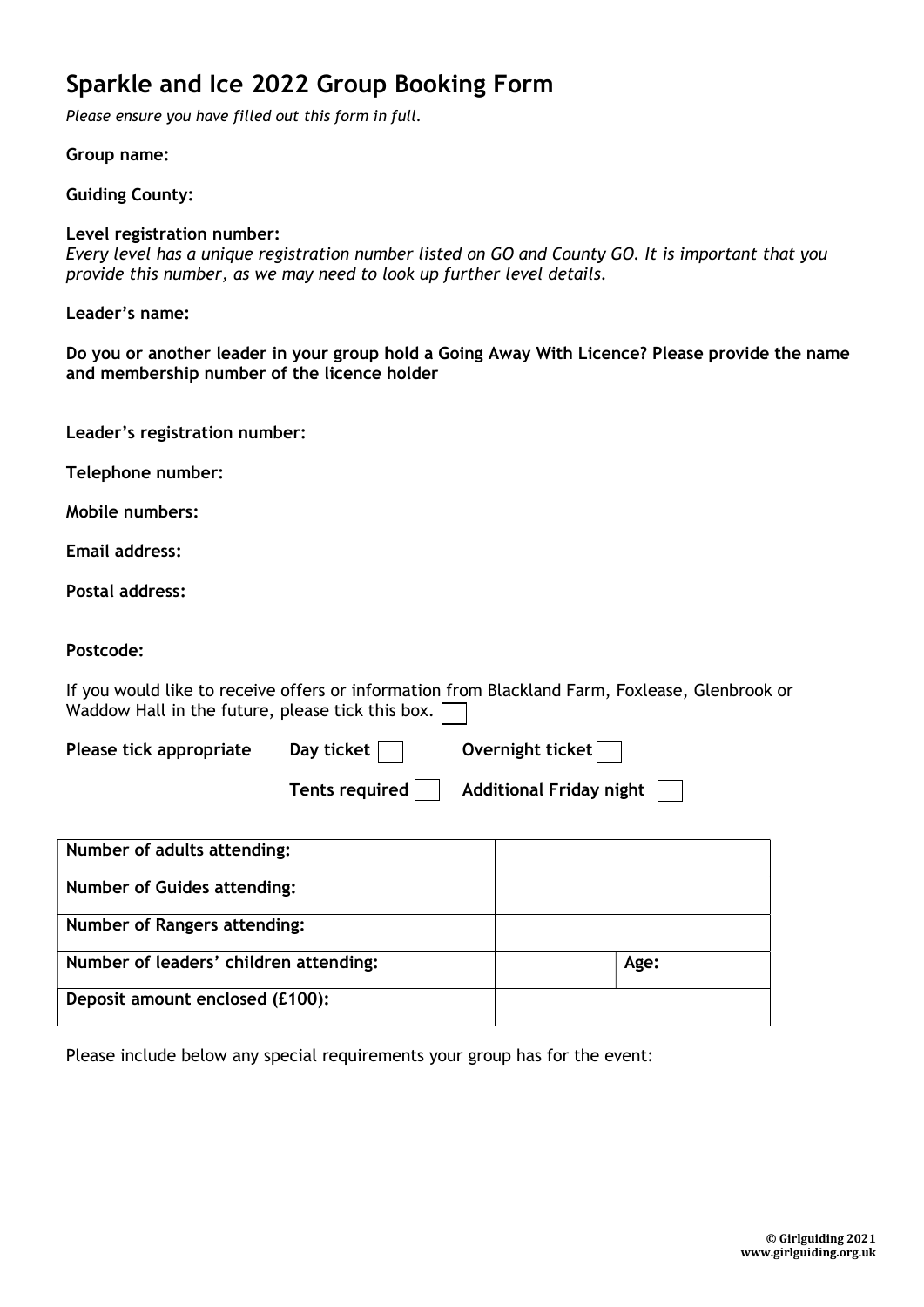# Sparkle and Ice 2022 Group Booking Form

*Please ensure you have filled out this form in full.*

**Group name:**

**Guiding County:**

**Level registration number:**
*Every level has a unique registration number listed on GO and County GO. It is important that you provide this number, as we may need to look up further level details.*

**Leader's name:**

**Do you or another leader in your group hold a Going Away With Licence? Please provide the name and membership number of the licence holder**

**Leader's registration number:**

**Telephone number:**

**Mobile numbers:**

**Email address:**

**Postal address:**

**Postcode:**

If you would like to receive offers or information from Blackland Farm, Foxlease, Glenbrook or Waddow Hall in the future, please tick this box. ☐

**Please tick appropriate** **Day ticket** ☐ **Overnight ticket** ☐

**Tents required** ☐ **Additional Friday night** ☐

| | | |
|---|---|---|
| **Number of adults attending:** | | |
| **Number of Guides attending:** | | |
| **Number of Rangers attending:** | | |
| **Number of leaders' children attending:** | | **Age:** |
| **Deposit amount enclosed (£100):** | | |

Please include below any special requirements your group has for the event:

**© Girlguiding 2021**
**www.girlguiding.org.uk**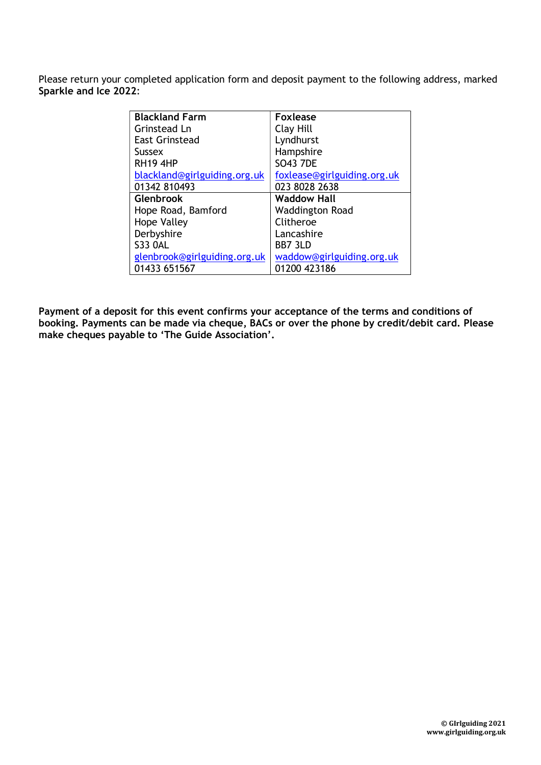Please return your completed application form and deposit payment to the following address, marked **Sparkle and Ice 2022**:

| **Blackland Farm**<br>Grinstead Ln<br>East Grinstead<br>Sussex<br>RH19 4HP<br>blackland@girlguiding.org.uk<br>01342 810493 | **Foxlease**<br>Clay Hill<br>Lyndhurst<br>Hampshire<br>SO43 7DE<br>foxlease@girlguiding.org.uk<br>023 8028 2638 |
|---|---|
| **Glenbrook**<br>Hope Road, Bamford<br>Hope Valley<br>Derbyshire<br>S33 0AL<br>glenbrook@girlguiding.org.uk<br>01433 651567 | **Waddow Hall**<br>Waddington Road<br>Clitheroe<br>Lancashire<br>BB7 3LD<br>waddow@girlguiding.org.uk<br>01200 423186 |

**Payment of a deposit for this event confirms your acceptance of the terms and conditions of booking. Payments can be made via cheque, BACs or over the phone by credit/debit card. Please make cheques payable to 'The Guide Association'.**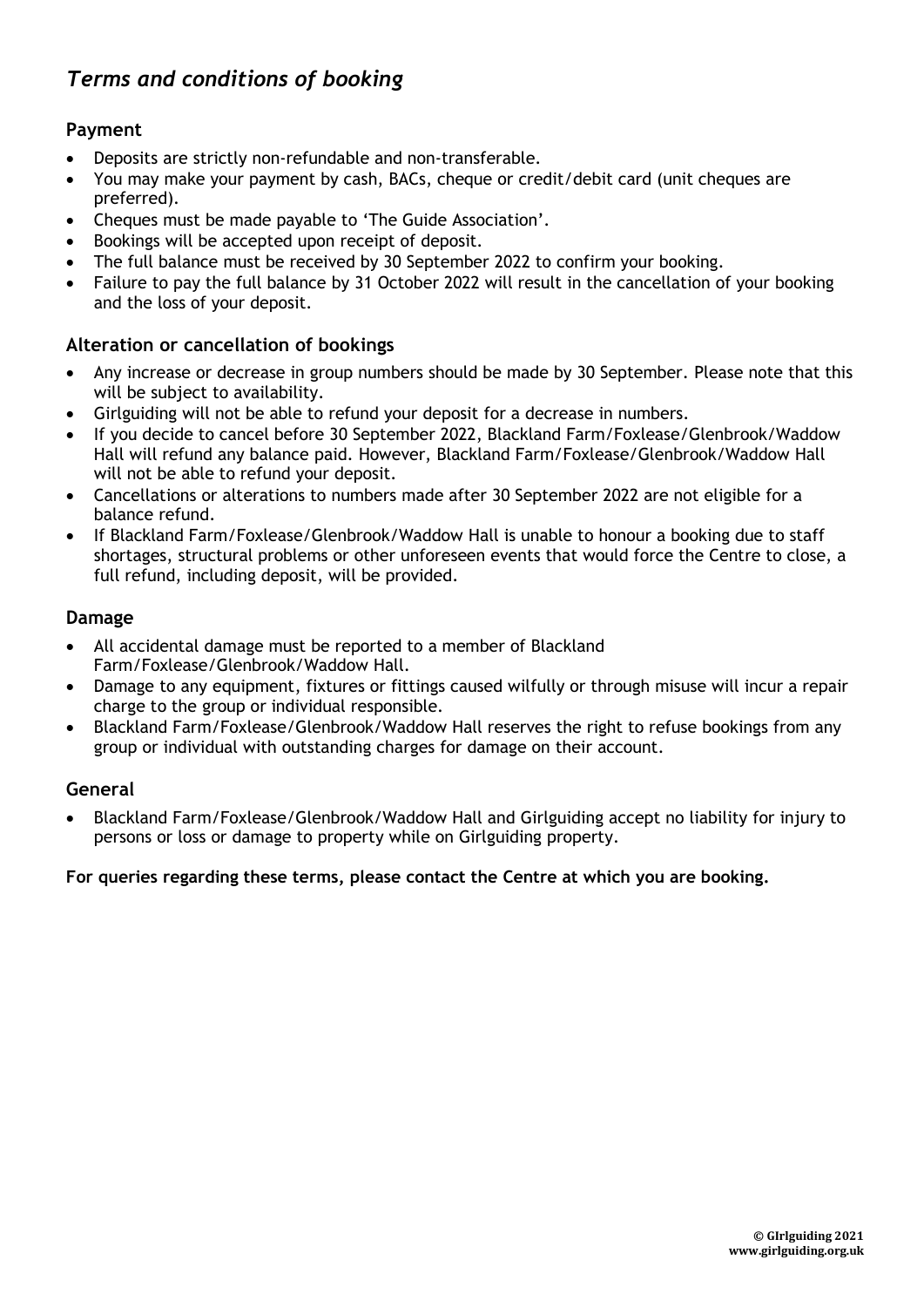# *Terms and conditions of booking*

## Payment

- Deposits are strictly non-refundable and non-transferable.
- You may make your payment by cash, BACs, cheque or credit/debit card (unit cheques are preferred).
- Cheques must be made payable to 'The Guide Association'.
- Bookings will be accepted upon receipt of deposit.
- The full balance must be received by 30 September 2022 to confirm your booking.
- Failure to pay the full balance by 31 October 2022 will result in the cancellation of your booking and the loss of your deposit.

## Alteration or cancellation of bookings

- Any increase or decrease in group numbers should be made by 30 September. Please note that this will be subject to availability.
- Girlguiding will not be able to refund your deposit for a decrease in numbers.
- If you decide to cancel before 30 September 2022, Blackland Farm/Foxlease/Glenbrook/Waddow Hall will refund any balance paid. However, Blackland Farm/Foxlease/Glenbrook/Waddow Hall will not be able to refund your deposit.
- Cancellations or alterations to numbers made after 30 September 2022 are not eligible for a balance refund.
- If Blackland Farm/Foxlease/Glenbrook/Waddow Hall is unable to honour a booking due to staff shortages, structural problems or other unforeseen events that would force the Centre to close, a full refund, including deposit, will be provided.

## Damage

- All accidental damage must be reported to a member of Blackland Farm/Foxlease/Glenbrook/Waddow Hall.
- Damage to any equipment, fixtures or fittings caused wilfully or through misuse will incur a repair charge to the group or individual responsible.
- Blackland Farm/Foxlease/Glenbrook/Waddow Hall reserves the right to refuse bookings from any group or individual with outstanding charges for damage on their account.

## General

- Blackland Farm/Foxlease/Glenbrook/Waddow Hall and Girlguiding accept no liability for injury to persons or loss or damage to property while on Girlguiding property.

**For queries regarding these terms, please contact the Centre at which you are booking.**

**© GIrlguiding 2021**
**www.girlguiding.org.uk**